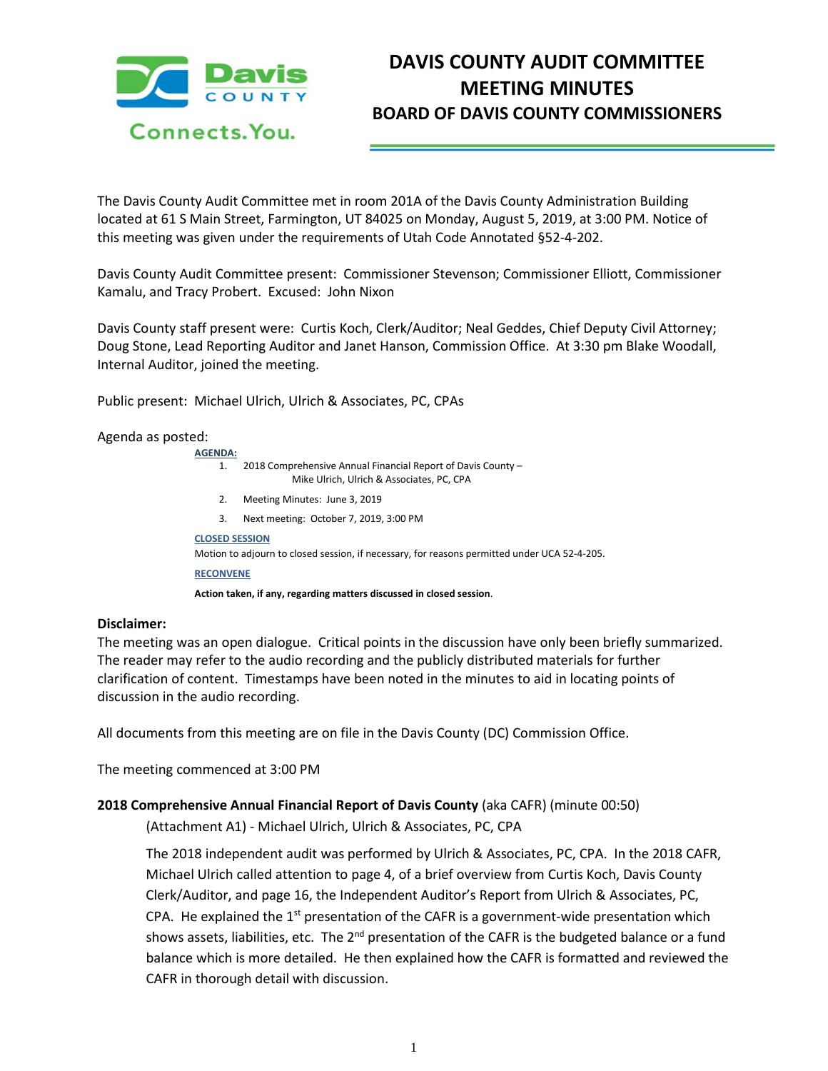# DAVIS COUNTY AUDIT COMMITTEE MEETING MINUTES

## BOARD OF DAVIS COUNTY COMMISSIONERS

The Davis County Audit Committee met in room 201A of the Davis County Administration Building located at 61 S Main Street, Farmington, UT 84025 on Monday, August 5, 2019, at 3:00 PM. Notice of this meeting was given under the requirements of Utah Code Annotated §52-4-202.

Davis County Audit Committee present: Commissioner Stevenson; Commissioner Elliott, Commissioner Kamalu, and Tracy Probert. Excused: John Nixon

Davis County staff present were: Curtis Koch, Clerk/Auditor; Neal Geddes, Chief Deputy Civil Attorney; Doug Stone, Lead Reporting Auditor and Janet Hanson, Commission Office. At 3:30 pm Blake Woodall, Internal Auditor, joined the meeting.

Public present: Michael Ulrich, Ulrich & Associates, PC, CPAs

Agenda as posted:

**AGENDA:**

1. 2018 Comprehensive Annual Financial Report of Davis County – Mike Ulrich, Ulrich & Associates, PC, CPA
2. Meeting Minutes: June 3, 2019
3. Next meeting: October 7, 2019, 3:00 PM

**CLOSED SESSION**

Motion to adjourn to closed session, if necessary, for reasons permitted under UCA 52-4-205.

**RECONVENE**

**Action taken, if any, regarding matters discussed in closed session**.

**Disclaimer:**

The meeting was an open dialogue. Critical points in the discussion have only been briefly summarized. The reader may refer to the audio recording and the publicly distributed materials for further clarification of content. Timestamps have been noted in the minutes to aid in locating points of discussion in the audio recording.

All documents from this meeting are on file in the Davis County (DC) Commission Office.

The meeting commenced at 3:00 PM

**2018 Comprehensive Annual Financial Report of Davis County** (aka CAFR) (minute 00:50) (Attachment A1) - Michael Ulrich, Ulrich & Associates, PC, CPA

The 2018 independent audit was performed by Ulrich & Associates, PC, CPA. In the 2018 CAFR, Michael Ulrich called attention to page 4, of a brief overview from Curtis Koch, Davis County Clerk/Auditor, and page 16, the Independent Auditor's Report from Ulrich & Associates, PC, CPA. He explained the 1st presentation of the CAFR is a government-wide presentation which shows assets, liabilities, etc. The 2nd presentation of the CAFR is the budgeted balance or a fund balance which is more detailed. He then explained how the CAFR is formatted and reviewed the CAFR in thorough detail with discussion.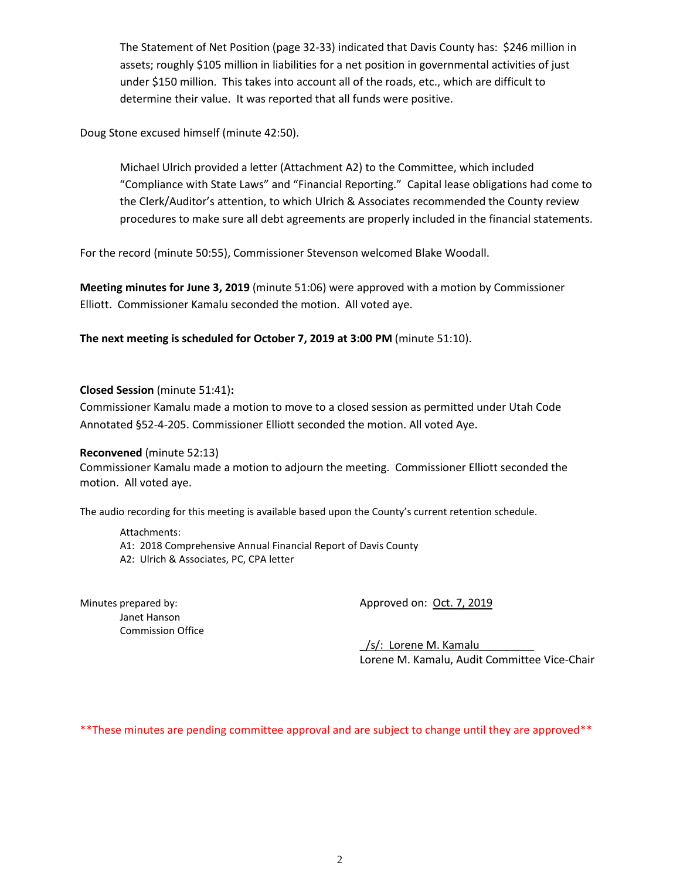The Statement of Net Position (page 32-33) indicated that Davis County has: $246 million in assets; roughly $105 million in liabilities for a net position in governmental activities of just under $150 million. This takes into account all of the roads, etc., which are difficult to determine their value. It was reported that all funds were positive.

Doug Stone excused himself (minute 42:50).

Michael Ulrich provided a letter (Attachment A2) to the Committee, which included "Compliance with State Laws" and "Financial Reporting." Capital lease obligations had come to the Clerk/Auditor's attention, to which Ulrich & Associates recommended the County review procedures to make sure all debt agreements are properly included in the financial statements.

For the record (minute 50:55), Commissioner Stevenson welcomed Blake Woodall.

**Meeting minutes for June 3, 2019** (minute 51:06) were approved with a motion by Commissioner Elliott. Commissioner Kamalu seconded the motion. All voted aye.

**The next meeting is scheduled for October 7, 2019 at 3:00 PM** (minute 51:10).

**Closed Session** (minute 51:41)**:**
Commissioner Kamalu made a motion to move to a closed session as permitted under Utah Code Annotated §52-4-205. Commissioner Elliott seconded the motion. All voted Aye.

**Reconvened** (minute 52:13)
Commissioner Kamalu made a motion to adjourn the meeting. Commissioner Elliott seconded the motion. All voted aye.

The audio recording for this meeting is available based upon the County's current retention schedule.

Attachments:
A1: 2018 Comprehensive Annual Financial Report of Davis County
A2: Ulrich & Associates, PC, CPA letter

Minutes prepared by:
Janet Hanson
Commission Office

Approved on: Oct. 7, 2019

/s/: Lorene M. Kamalu
Lorene M. Kamalu, Audit Committee Vice-Chair

\*\*These minutes are pending committee approval and are subject to change until they are approved\*\*